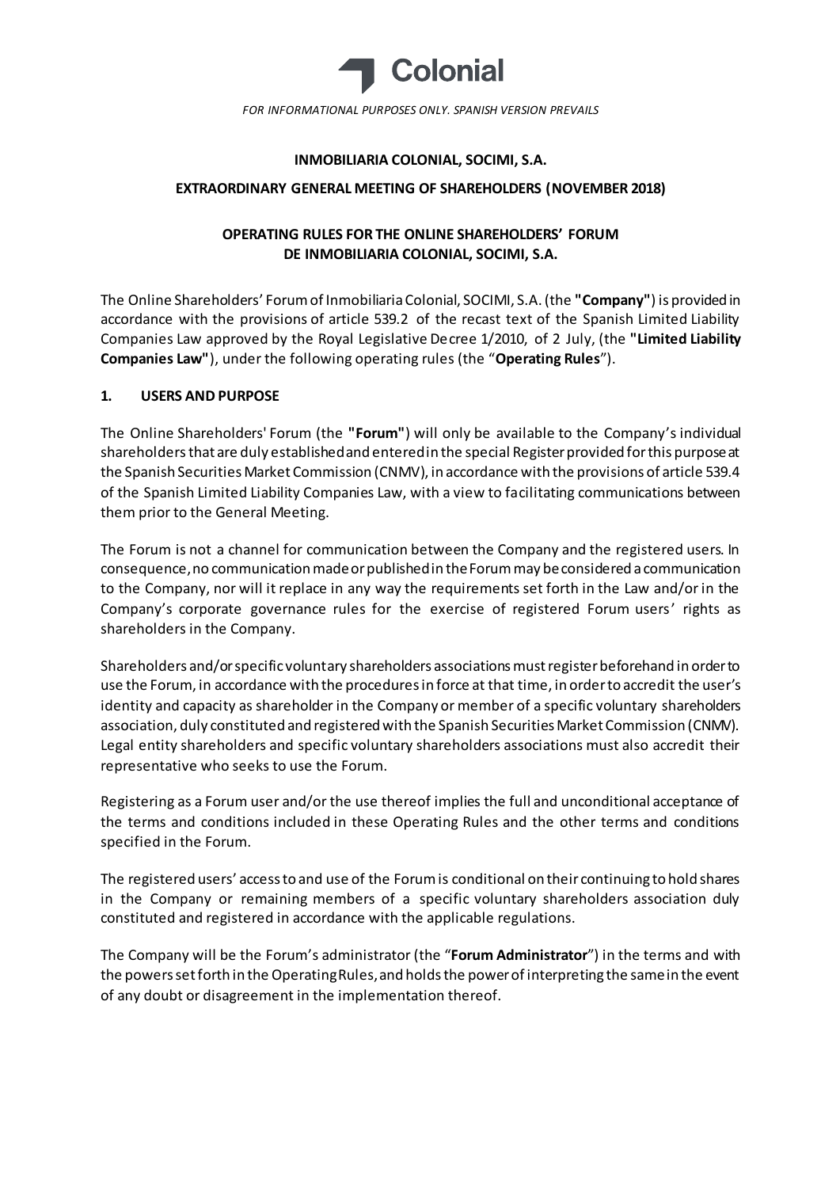Colonial

*FOR INFORMATIONAL PURPOSES ONLY. SPANISH VERSION PREVAILS*

**INMOBILIARIA COLONIAL, SOCIMI, S.A.**

**EXTRAORDINARY GENERAL MEETING OF SHAREHOLDERS (NOVEMBER 2018)**

**OPERATING RULES FOR THE ONLINE SHAREHOLDERS' FORUM DE INMOBILIARIA COLONIAL, SOCIMI, S.A.**

The Online Shareholders' Forum of Inmobiliaria Colonial, SOCIMI, S.A. (the **"Company"**) is provided in accordance with the provisions of article 539.2 of the recast text of the Spanish Limited Liability Companies Law approved by the Royal Legislative Decree 1/2010, of 2 July, (the **"Limited Liability Companies Law"**), under the following operating rules (the "**Operating Rules**").

## 1. USERS AND PURPOSE

The Online Shareholders' Forum (the **"Forum"**) will only be available to the Company's individual shareholders that are duly established and entered in the special Register provided for this purpose at the Spanish Securities Market Commission (CNMV), in accordance with the provisions of article 539.4 of the Spanish Limited Liability Companies Law, with a view to facilitating communications between them prior to the General Meeting.

The Forum is not a channel for communication between the Company and the registered users. In consequence, no communication made or published in the Forum may be considered a communication to the Company, nor will it replace in any way the requirements set forth in the Law and/or in the Company's corporate governance rules for the exercise of registered Forum users' rights as shareholders in the Company.

Shareholders and/or specific voluntary shareholders associations must register beforehand in order to use the Forum, in accordance with the procedures in force at that time, in order to accredit the user's identity and capacity as shareholder in the Company or member of a specific voluntary shareholders association, duly constituted and registered with the Spanish Securities Market Commission (CNMV). Legal entity shareholders and specific voluntary shareholders associations must also accredit their representative who seeks to use the Forum.

Registering as a Forum user and/or the use thereof implies the full and unconditional acceptance of the terms and conditions included in these Operating Rules and the other terms and conditions specified in the Forum.

The registered users' access to and use of the Forum is conditional on their continuing to hold shares in the Company or remaining members of a specific voluntary shareholders association duly constituted and registered in accordance with the applicable regulations.

The Company will be the Forum's administrator (the "**Forum Administrator**") in the terms and with the powers set forth in the Operating Rules, and holds the power of interpreting the same in the event of any doubt or disagreement in the implementation thereof.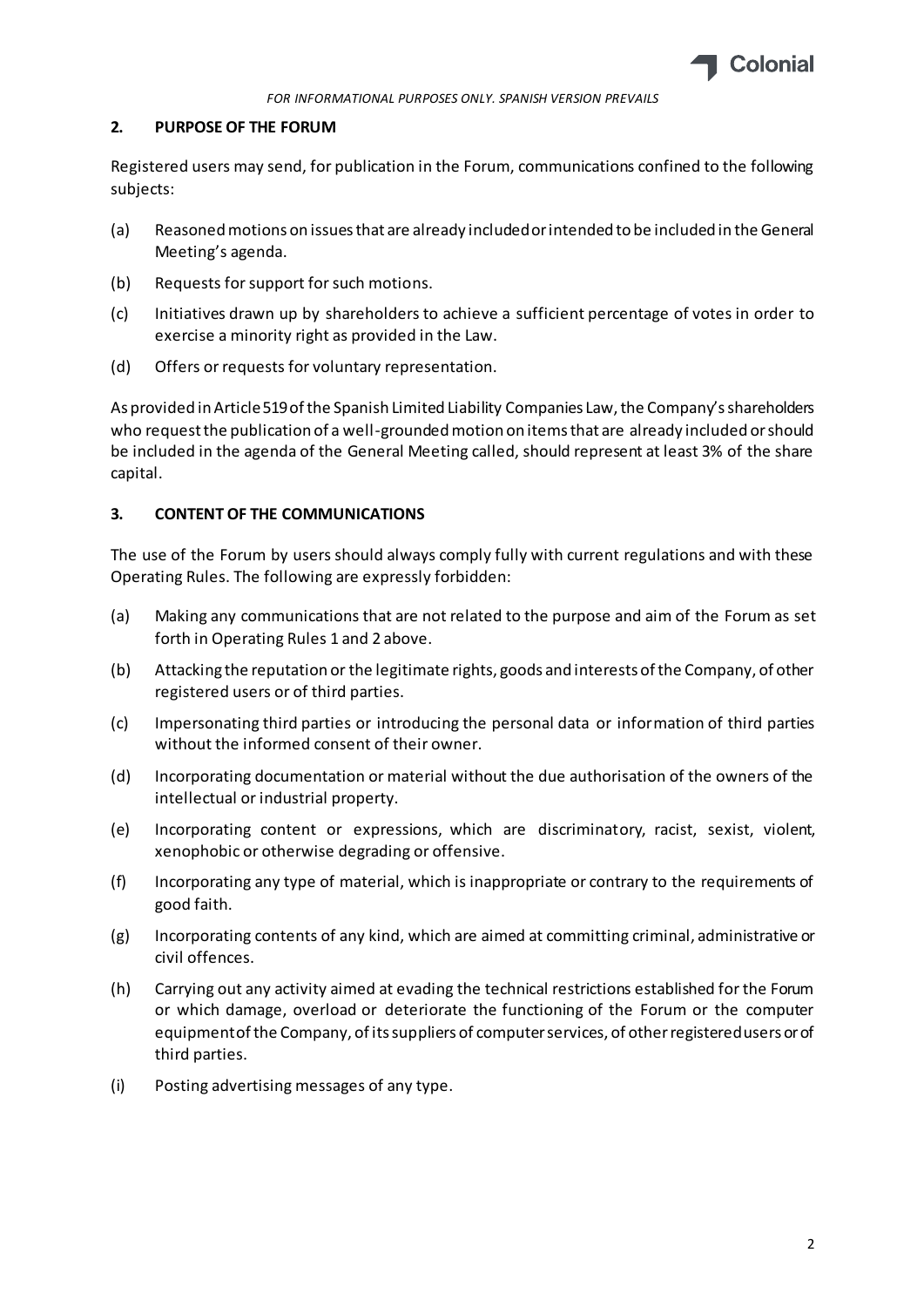## 2. PURPOSE OF THE FORUM

Registered users may send, for publication in the Forum, communications confined to the following subjects:

(a) Reasoned motions on issues that are already included or intended to be included in the General Meeting's agenda.

(b) Requests for support for such motions.

(c) Initiatives drawn up by shareholders to achieve a sufficient percentage of votes in order to exercise a minority right as provided in the Law.

(d) Offers or requests for voluntary representation.

As provided in Article 519 of the Spanish Limited Liability Companies Law, the Company's shareholders who request the publication of a well-grounded motion on items that are already included or should be included in the agenda of the General Meeting called, should represent at least 3% of the share capital.

## 3. CONTENT OF THE COMMUNICATIONS

The use of the Forum by users should always comply fully with current regulations and with these Operating Rules. The following are expressly forbidden:

(a) Making any communications that are not related to the purpose and aim of the Forum as set forth in Operating Rules 1 and 2 above.

(b) Attacking the reputation or the legitimate rights, goods and interests of the Company, of other registered users or of third parties.

(c) Impersonating third parties or introducing the personal data or information of third parties without the informed consent of their owner.

(d) Incorporating documentation or material without the due authorisation of the owners of the intellectual or industrial property.

(e) Incorporating content or expressions, which are discriminatory, racist, sexist, violent, xenophobic or otherwise degrading or offensive.

(f) Incorporating any type of material, which is inappropriate or contrary to the requirements of good faith.

(g) Incorporating contents of any kind, which are aimed at committing criminal, administrative or civil offences.

(h) Carrying out any activity aimed at evading the technical restrictions established for the Forum or which damage, overload or deteriorate the functioning of the Forum or the computer equipment of the Company, of its suppliers of computer services, of other registered users or of third parties.

(i) Posting advertising messages of any type.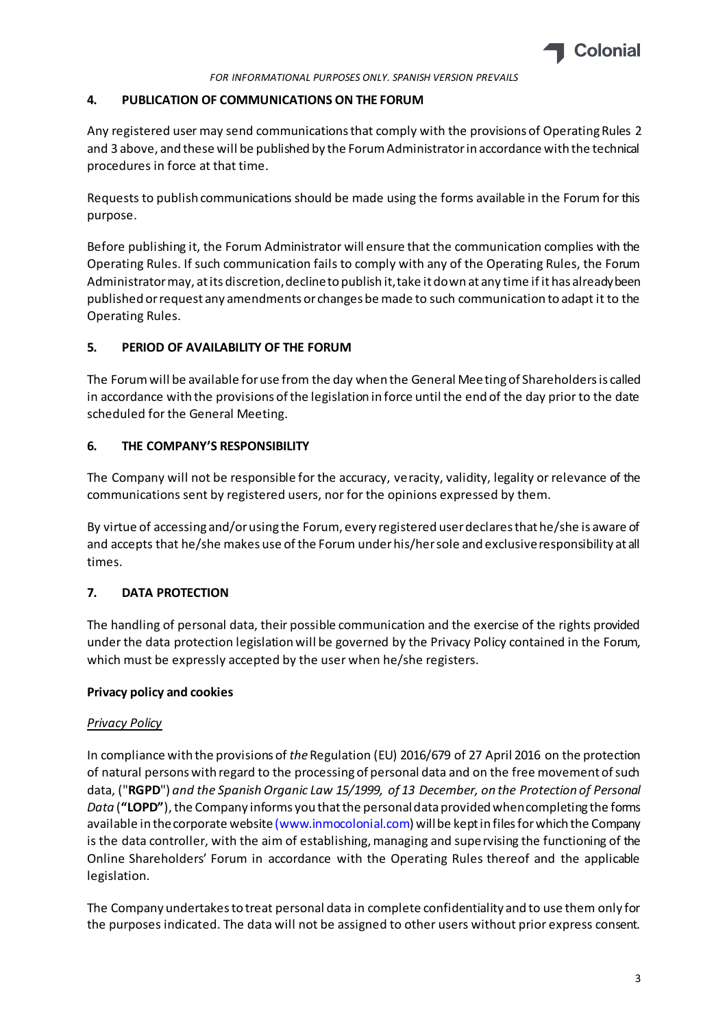## 4. PUBLICATION OF COMMUNICATIONS ON THE FORUM

Any registered user may send communications that comply with the provisions of Operating Rules 2 and 3 above, and these will be published by the Forum Administrator in accordance with the technical procedures in force at that time.

Requests to publish communications should be made using the forms available in the Forum for this purpose.

Before publishing it, the Forum Administrator will ensure that the communication complies with the Operating Rules. If such communication fails to comply with any of the Operating Rules, the Forum Administrator may, at its discretion, decline to publish it, take it down at any time if it has already been published or request any amendments or changes be made to such communication to adapt it to the Operating Rules.

## 5. PERIOD OF AVAILABILITY OF THE FORUM

The Forum will be available for use from the day when the General Meeting of Shareholders is called in accordance with the provisions of the legislation in force until the end of the day prior to the date scheduled for the General Meeting.

## 6. THE COMPANY'S RESPONSIBILITY

The Company will not be responsible for the accuracy, veracity, validity, legality or relevance of the communications sent by registered users, nor for the opinions expressed by them.

By virtue of accessing and/or using the Forum, every registered user declares that he/she is aware of and accepts that he/she makes use of the Forum under his/her sole and exclusive responsibility at all times.

## 7. DATA PROTECTION

The handling of personal data, their possible communication and the exercise of the rights provided under the data protection legislation will be governed by the Privacy Policy contained in the Forum, which must be expressly accepted by the user when he/she registers.

**Privacy policy and cookies**

*Privacy Policy*

In compliance with the provisions of *the* Regulation (EU) 2016/679 of 27 April 2016 on the protection of natural persons with regard to the processing of personal data and on the free movement of such data, ("**RGPD**") *and the Spanish Organic Law 15/1999, of 13 December, on the Protection of Personal Data* (**"LOPD"**), the Company informs you that the personal data provided when completing the forms available in the corporate website (www.inmocolonial.com) will be kept in files for which the Company is the data controller, with the aim of establishing, managing and supervising the functioning of the Online Shareholders' Forum in accordance with the Operating Rules thereof and the applicable legislation.

The Company undertakes to treat personal data in complete confidentiality and to use them only for the purposes indicated. The data will not be assigned to other users without prior express consent.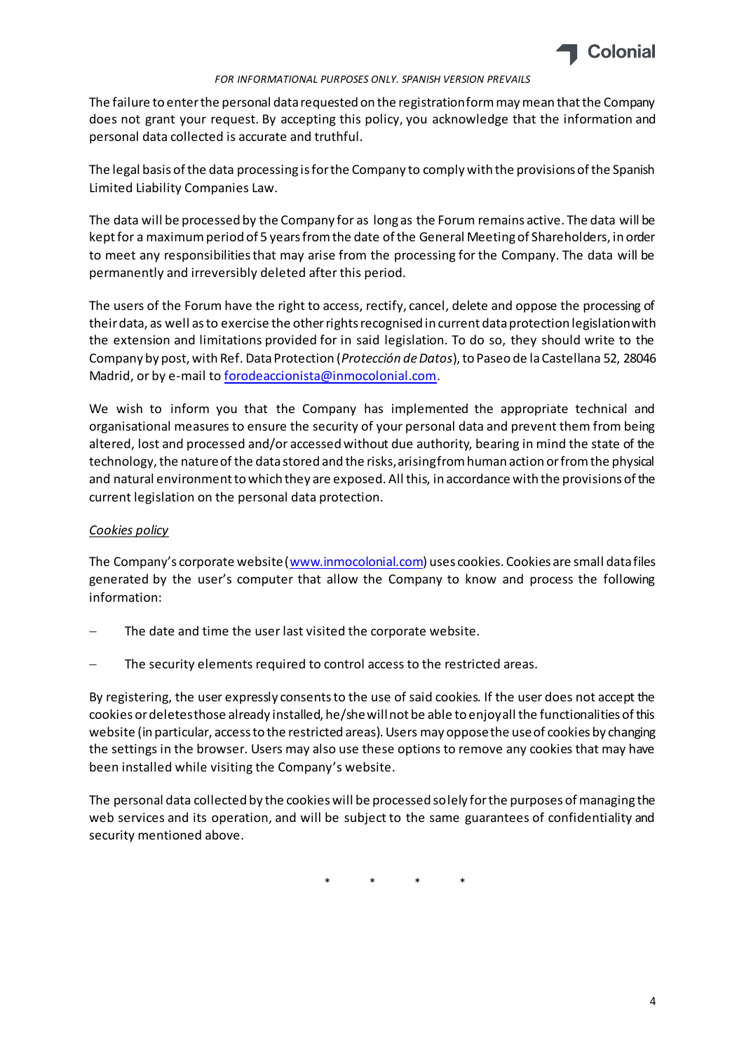The failure to enter the personal data requested on the registration form may mean that the Company does not grant your request. By accepting this policy, you acknowledge that the information and personal data collected is accurate and truthful.

The legal basis of the data processing is for the Company to comply with the provisions of the Spanish Limited Liability Companies Law.

The data will be processed by the Company for as long as the Forum remains active. The data will be kept for a maximum period of 5 years from the date of the General Meeting of Shareholders, in order to meet any responsibilities that may arise from the processing for the Company. The data will be permanently and irreversibly deleted after this period.

The users of the Forum have the right to access, rectify, cancel, delete and oppose the processing of their data, as well as to exercise the other rights recognised in current data protection legislation with the extension and limitations provided for in said legislation. To do so, they should write to the Company by post, with Ref. Data Protection (*Protección de Datos*), to Paseo de la Castellana 52, 28046 Madrid, or by e-mail to forodeaccionista@inmocolonial.com.

We wish to inform you that the Company has implemented the appropriate technical and organisational measures to ensure the security of your personal data and prevent them from being altered, lost and processed and/or accessed without due authority, bearing in mind the state of the technology, the nature of the data stored and the risks, arising from human action or from the physical and natural environment to which they are exposed. All this, in accordance with the provisions of the current legislation on the personal data protection.

*Cookies policy*

The Company's corporate website (www.inmocolonial.com) uses cookies. Cookies are small data files generated by the user's computer that allow the Company to know and process the following information:

- The date and time the user last visited the corporate website.
- The security elements required to control access to the restricted areas.

By registering, the user expressly consents to the use of said cookies. If the user does not accept the cookies or deletes those already installed, he/she will not be able to enjoy all the functionalities of this website (in particular, access to the restricted areas). Users may oppose the use of cookies by changing the settings in the browser. Users may also use these options to remove any cookies that may have been installed while visiting the Company's website.

The personal data collected by the cookies will be processed solely for the purposes of managing the web services and its operation, and will be subject to the same guarantees of confidentiality and security mentioned above.

\* \* \* \*